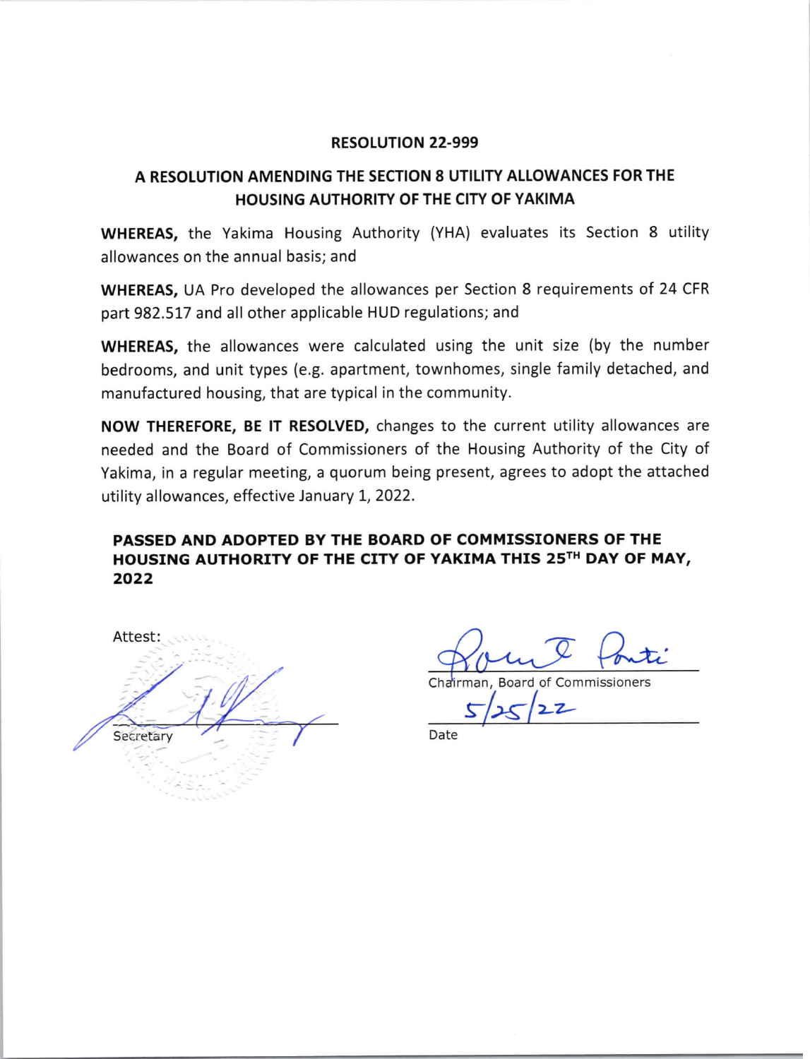## RESOLUTION 22-999

## A RESOLUTION AMENDING THE SECTION 8 UTILITY ALLOWANCES FOR THE HOUSING AUTHORITY OF THE CITY OF YAKIMA

**WHEREAS,** the Yakima Housing Authority (YHA) evaluates its Section 8 utility allowances on the annual basis; and

**WHEREAS,** UA Pro developed the allowances per Section 8 requirements of 24 CFR part 982.517 and all other applicable HUD regulations; and

**WHEREAS,** the allowances were calculated using the unit size (by the number bedrooms, and unit types (e.g. apartment, townhomes, single family detached, and manufactured housing, that are typical in the community.

**NOW THEREFORE, BE IT RESOLVED,** changes to the current utility allowances are needed and the Board of Commissioners of the Housing Authority of the City of Yakima, in a regular meeting, a quorum being present, agrees to adopt the attached utility allowances, effective January 1, 2022.

**PASSED AND ADOPTED BY THE BOARD OF COMMISSIONERS OF THE HOUSING AUTHORITY OF THE CITY OF YAKIMA THIS 25TH DAY OF MAY, 2022**

Attest:

Secretary

Chairman, Board of Commissioners

5/25/22

Date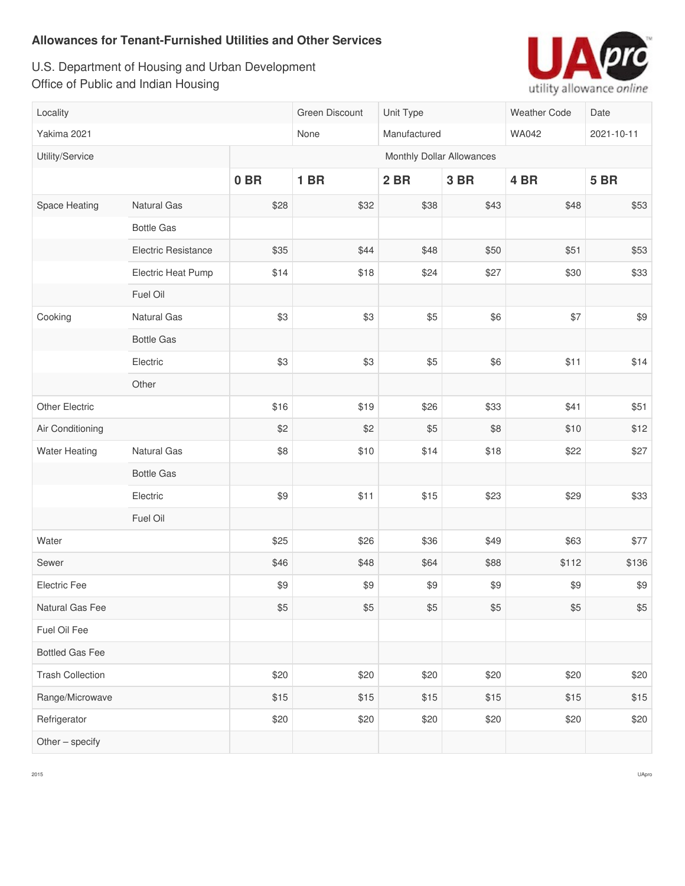**Allowances for Tenant-Furnished Utilities and Other Services**

U.S. Department of Housing and Urban Development
Office of Public and Indian Housing

| Locality | | Green Discount | Unit Type | | Weather Code | Date |
|---|---|---|---|---|---|---|
| Yakima 2021 | | None | Manufactured | | WA042 | 2021-10-11 |

| Utility/Service | | Monthly Dollar Allowances | | | | | |
|---|---|---|---|---|---|---|---|
| | | **0 BR** | **1 BR** | **2 BR** | **3 BR** | **4 BR** | **5 BR** |
| Space Heating | Natural Gas | $28 | $32 | $38 | $43 | $48 | $53 |
| | Bottle Gas | | | | | | |
| | Electric Resistance | $35 | $44 | $48 | $50 | $51 | $53 |
| | Electric Heat Pump | $14 | $18 | $24 | $27 | $30 | $33 |
| | Fuel Oil | | | | | | |
| Cooking | Natural Gas | $3 | $3 | $5 | $6 | $7 | $9 |
| | Bottle Gas | | | | | | |
| | Electric | $3 | $3 | $5 | $6 | $11 | $14 |
| | Other | | | | | | |
| Other Electric | | $16 | $19 | $26 | $33 | $41 | $51 |
| Air Conditioning | | $2 | $2 | $5 | $8 | $10 | $12 |
| Water Heating | Natural Gas | $8 | $10 | $14 | $18 | $22 | $27 |
| | Bottle Gas | | | | | | |
| | Electric | $9 | $11 | $15 | $23 | $29 | $33 |
| | Fuel Oil | | | | | | |
| Water | | $25 | $26 | $36 | $49 | $63 | $77 |
| Sewer | | $46 | $48 | $64 | $88 | $112 | $136 |
| Electric Fee | | $9 | $9 | $9 | $9 | $9 | $9 |
| Natural Gas Fee | | $5 | $5 | $5 | $5 | $5 | $5 |
| Fuel Oil Fee | | | | | | | |
| Bottled Gas Fee | | | | | | | |
| Trash Collection | | $20 | $20 | $20 | $20 | $20 | $20 |
| Range/Microwave | | $15 | $15 | $15 | $15 | $15 | $15 |
| Refrigerator | | $20 | $20 | $20 | $20 | $20 | $20 |
| Other – specify | | | | | | | |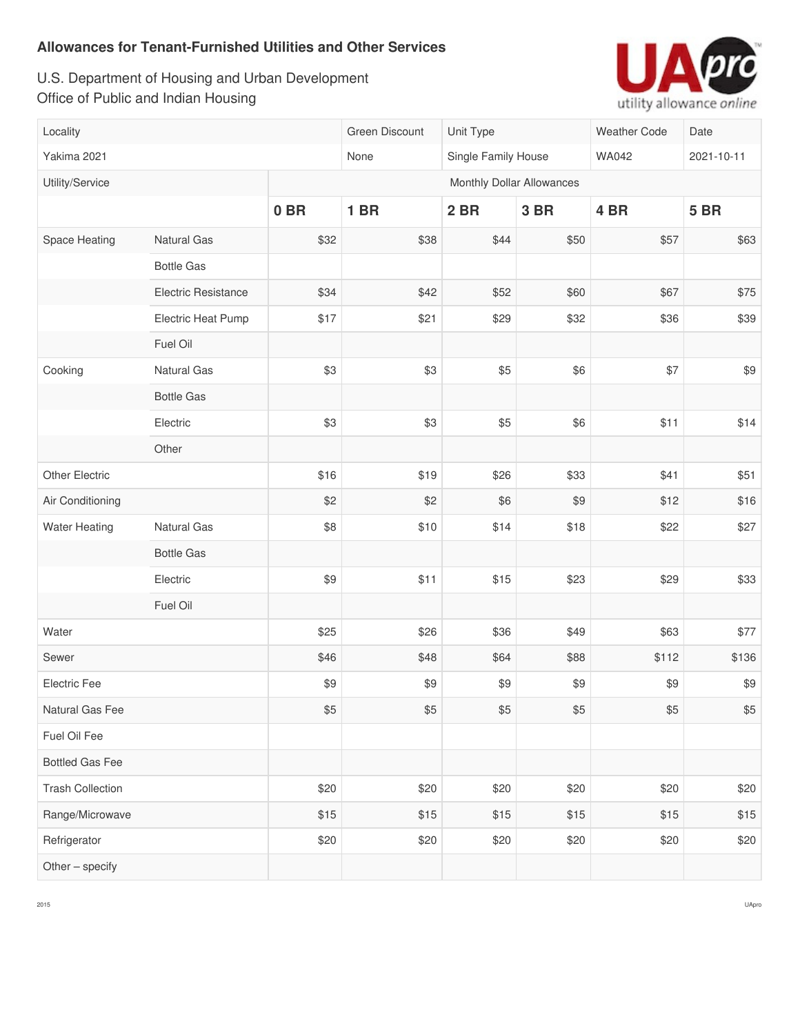**Allowances for Tenant-Furnished Utilities and Other Services**

U.S. Department of Housing and Urban Development
Office of Public and Indian Housing

| Locality | | Green Discount | Unit Type | | Weather Code | Date |
|---|---|---|---|---|---|---|
| Yakima 2021 | | None | Single Family House | | WA042 | 2021-10-11 |

| Utility/Service | | Monthly Dollar Allowances | | | | | |
|---|---|---|---|---|---|---|---|
| | | **0 BR** | **1 BR** | **2 BR** | **3 BR** | **4 BR** | **5 BR** |
| Space Heating | Natural Gas | $32 | $38 | $44 | $50 | $57 | $63 |
| | Bottle Gas | | | | | | |
| | Electric Resistance | $34 | $42 | $52 | $60 | $67 | $75 |
| | Electric Heat Pump | $17 | $21 | $29 | $32 | $36 | $39 |
| | Fuel Oil | | | | | | |
| Cooking | Natural Gas | $3 | $3 | $5 | $6 | $7 | $9 |
| | Bottle Gas | | | | | | |
| | Electric | $3 | $3 | $5 | $6 | $11 | $14 |
| | Other | | | | | | |
| Other Electric | | $16 | $19 | $26 | $33 | $41 | $51 |
| Air Conditioning | | $2 | $2 | $6 | $9 | $12 | $16 |
| Water Heating | Natural Gas | $8 | $10 | $14 | $18 | $22 | $27 |
| | Bottle Gas | | | | | | |
| | Electric | $9 | $11 | $15 | $23 | $29 | $33 |
| | Fuel Oil | | | | | | |
| Water | | $25 | $26 | $36 | $49 | $63 | $77 |
| Sewer | | $46 | $48 | $64 | $88 | $112 | $136 |
| Electric Fee | | $9 | $9 | $9 | $9 | $9 | $9 |
| Natural Gas Fee | | $5 | $5 | $5 | $5 | $5 | $5 |
| Fuel Oil Fee | | | | | | | |
| Bottled Gas Fee | | | | | | | |
| Trash Collection | | $20 | $20 | $20 | $20 | $20 | $20 |
| Range/Microwave | | $15 | $15 | $15 | $15 | $15 | $15 |
| Refrigerator | | $20 | $20 | $20 | $20 | $20 | $20 |
| Other – specify | | | | | | | |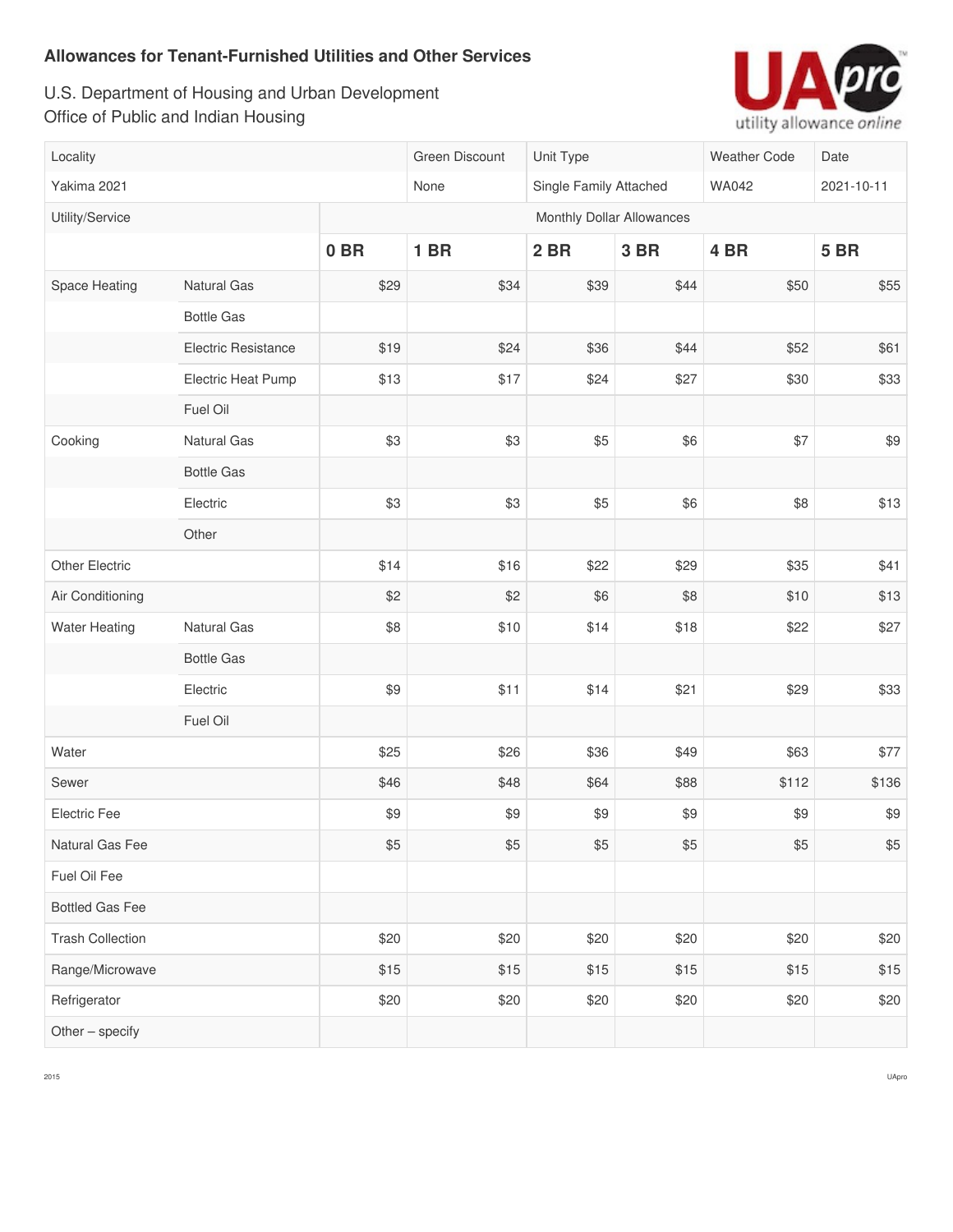**Allowances for Tenant-Furnished Utilities and Other Services**

U.S. Department of Housing and Urban Development
Office of Public and Indian Housing

| Locality | | Green Discount | Unit Type | | Weather Code | Date |
|---|---|---|---|---|---|---|
| Yakima 2021 | | None | Single Family Attached | | WA042 | 2021-10-11 |

| Utility/Service | | Monthly Dollar Allowances | | | | | |
|---|---|---|---|---|---|---|---|
| | | **0 BR** | **1 BR** | **2 BR** | **3 BR** | **4 BR** | **5 BR** |
| Space Heating | Natural Gas | $29 | $34 | $39 | $44 | $50 | $55 |
| | Bottle Gas | | | | | | |
| | Electric Resistance | $19 | $24 | $36 | $44 | $52 | $61 |
| | Electric Heat Pump | $13 | $17 | $24 | $27 | $30 | $33 |
| | Fuel Oil | | | | | | |
| Cooking | Natural Gas | $3 | $3 | $5 | $6 | $7 | $9 |
| | Bottle Gas | | | | | | |
| | Electric | $3 | $3 | $5 | $6 | $8 | $13 |
| | Other | | | | | | |
| Other Electric | | $14 | $16 | $22 | $29 | $35 | $41 |
| Air Conditioning | | $2 | $2 | $6 | $8 | $10 | $13 |
| Water Heating | Natural Gas | $8 | $10 | $14 | $18 | $22 | $27 |
| | Bottle Gas | | | | | | |
| | Electric | $9 | $11 | $14 | $21 | $29 | $33 |
| | Fuel Oil | | | | | | |
| Water | | $25 | $26 | $36 | $49 | $63 | $77 |
| Sewer | | $46 | $48 | $64 | $88 | $112 | $136 |
| Electric Fee | | $9 | $9 | $9 | $9 | $9 | $9 |
| Natural Gas Fee | | $5 | $5 | $5 | $5 | $5 | $5 |
| Fuel Oil Fee | | | | | | | |
| Bottled Gas Fee | | | | | | | |
| Trash Collection | | $20 | $20 | $20 | $20 | $20 | $20 |
| Range/Microwave | | $15 | $15 | $15 | $15 | $15 | $15 |
| Refrigerator | | $20 | $20 | $20 | $20 | $20 | $20 |
| Other – specify | | | | | | | |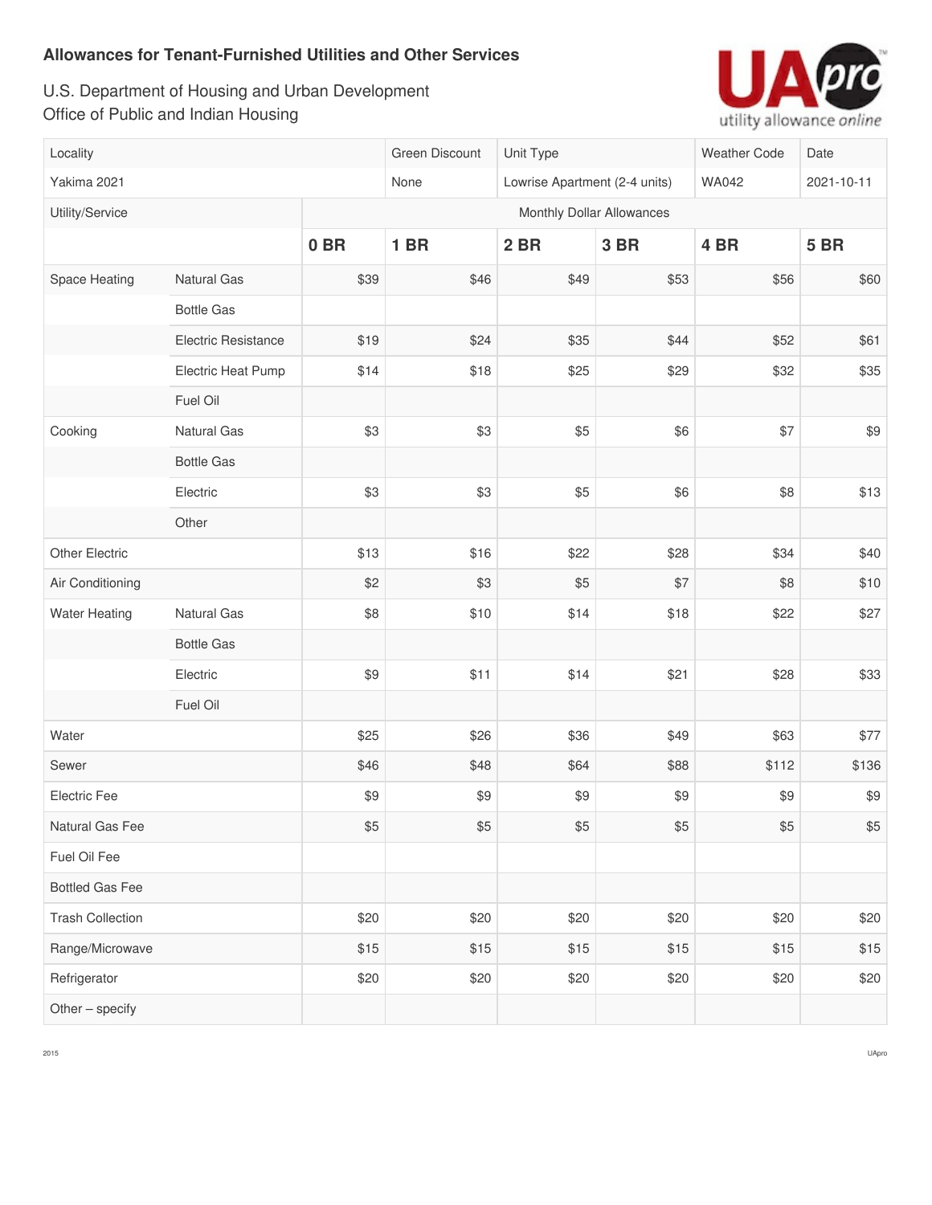**Allowances for Tenant-Furnished Utilities and Other Services**

U.S. Department of Housing and Urban Development
Office of Public and Indian Housing

UApro utility allowance online

| Locality | | Green Discount | Unit Type | | Weather Code | Date |
|---|---|---|---|---|---|---|
| Yakima 2021 | | None | Lowrise Apartment (2-4 units) | | WA042 | 2021-10-11 |

| Utility/Service | | Monthly Dollar Allowances | | | | | |
|---|---|---|---|---|---|---|---|
| | | **0 BR** | **1 BR** | **2 BR** | **3 BR** | **4 BR** | **5 BR** |
| Space Heating | Natural Gas | $39 | $46 | $49 | $53 | $56 | $60 |
| | Bottle Gas | | | | | | |
| | Electric Resistance | $19 | $24 | $35 | $44 | $52 | $61 |
| | Electric Heat Pump | $14 | $18 | $25 | $29 | $32 | $35 |
| | Fuel Oil | | | | | | |
| Cooking | Natural Gas | $3 | $3 | $5 | $6 | $7 | $9 |
| | Bottle Gas | | | | | | |
| | Electric | $3 | $3 | $5 | $6 | $8 | $13 |
| | Other | | | | | | |
| Other Electric | | $13 | $16 | $22 | $28 | $34 | $40 |
| Air Conditioning | | $2 | $3 | $5 | $7 | $8 | $10 |
| Water Heating | Natural Gas | $8 | $10 | $14 | $18 | $22 | $27 |
| | Bottle Gas | | | | | | |
| | Electric | $9 | $11 | $14 | $21 | $28 | $33 |
| | Fuel Oil | | | | | | |
| Water | | $25 | $26 | $36 | $49 | $63 | $77 |
| Sewer | | $46 | $48 | $64 | $88 | $112 | $136 |
| Electric Fee | | $9 | $9 | $9 | $9 | $9 | $9 |
| Natural Gas Fee | | $5 | $5 | $5 | $5 | $5 | $5 |
| Fuel Oil Fee | | | | | | | |
| Bottled Gas Fee | | | | | | | |
| Trash Collection | | $20 | $20 | $20 | $20 | $20 | $20 |
| Range/Microwave | | $15 | $15 | $15 | $15 | $15 | $15 |
| Refrigerator | | $20 | $20 | $20 | $20 | $20 | $20 |
| Other – specify | | | | | | | |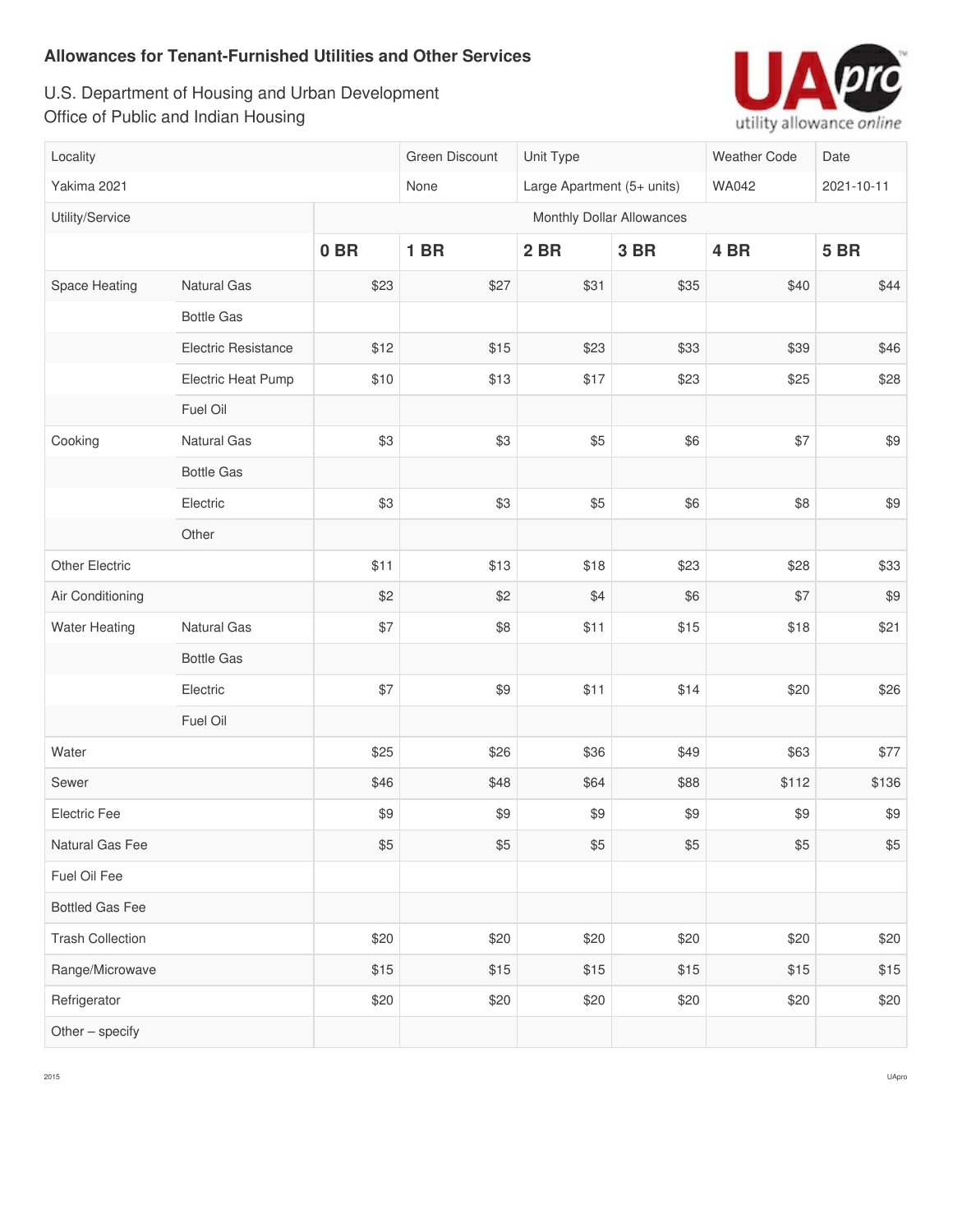**Allowances for Tenant-Furnished Utilities and Other Services**

U.S. Department of Housing and Urban Development
Office of Public and Indian Housing

UApro utility allowance online

| Locality | | | Green Discount | Unit Type | | Weather Code | Date |
|---|---|---|---|---|---|---|---|
| Yakima 2021 | | | None | Large Apartment (5+ units) | | WA042 | 2021-10-11 |
| Utility/Service | | Monthly Dollar Allowances | | | | | |
| | | **0 BR** | **1 BR** | **2 BR** | **3 BR** | **4 BR** | **5 BR** |
| Space Heating | Natural Gas | $23 | $27 | $31 | $35 | $40 | $44 |
| | Bottle Gas | | | | | | |
| | Electric Resistance | $12 | $15 | $23 | $33 | $39 | $46 |
| | Electric Heat Pump | $10 | $13 | $17 | $23 | $25 | $28 |
| | Fuel Oil | | | | | | |
| Cooking | Natural Gas | $3 | $3 | $5 | $6 | $7 | $9 |
| | Bottle Gas | | | | | | |
| | Electric | $3 | $3 | $5 | $6 | $8 | $9 |
| | Other | | | | | | |
| Other Electric | | $11 | $13 | $18 | $23 | $28 | $33 |
| Air Conditioning | | $2 | $2 | $4 | $6 | $7 | $9 |
| Water Heating | Natural Gas | $7 | $8 | $11 | $15 | $18 | $21 |
| | Bottle Gas | | | | | | |
| | Electric | $7 | $9 | $11 | $14 | $20 | $26 |
| | Fuel Oil | | | | | | |
| Water | | $25 | $26 | $36 | $49 | $63 | $77 |
| Sewer | | $46 | $48 | $64 | $88 | $112 | $136 |
| Electric Fee | | $9 | $9 | $9 | $9 | $9 | $9 |
| Natural Gas Fee | | $5 | $5 | $5 | $5 | $5 | $5 |
| Fuel Oil Fee | | | | | | | |
| Bottled Gas Fee | | | | | | | |
| Trash Collection | | $20 | $20 | $20 | $20 | $20 | $20 |
| Range/Microwave | | $15 | $15 | $15 | $15 | $15 | $15 |
| Refrigerator | | $20 | $20 | $20 | $20 | $20 | $20 |
| Other – specify | | | | | | | |